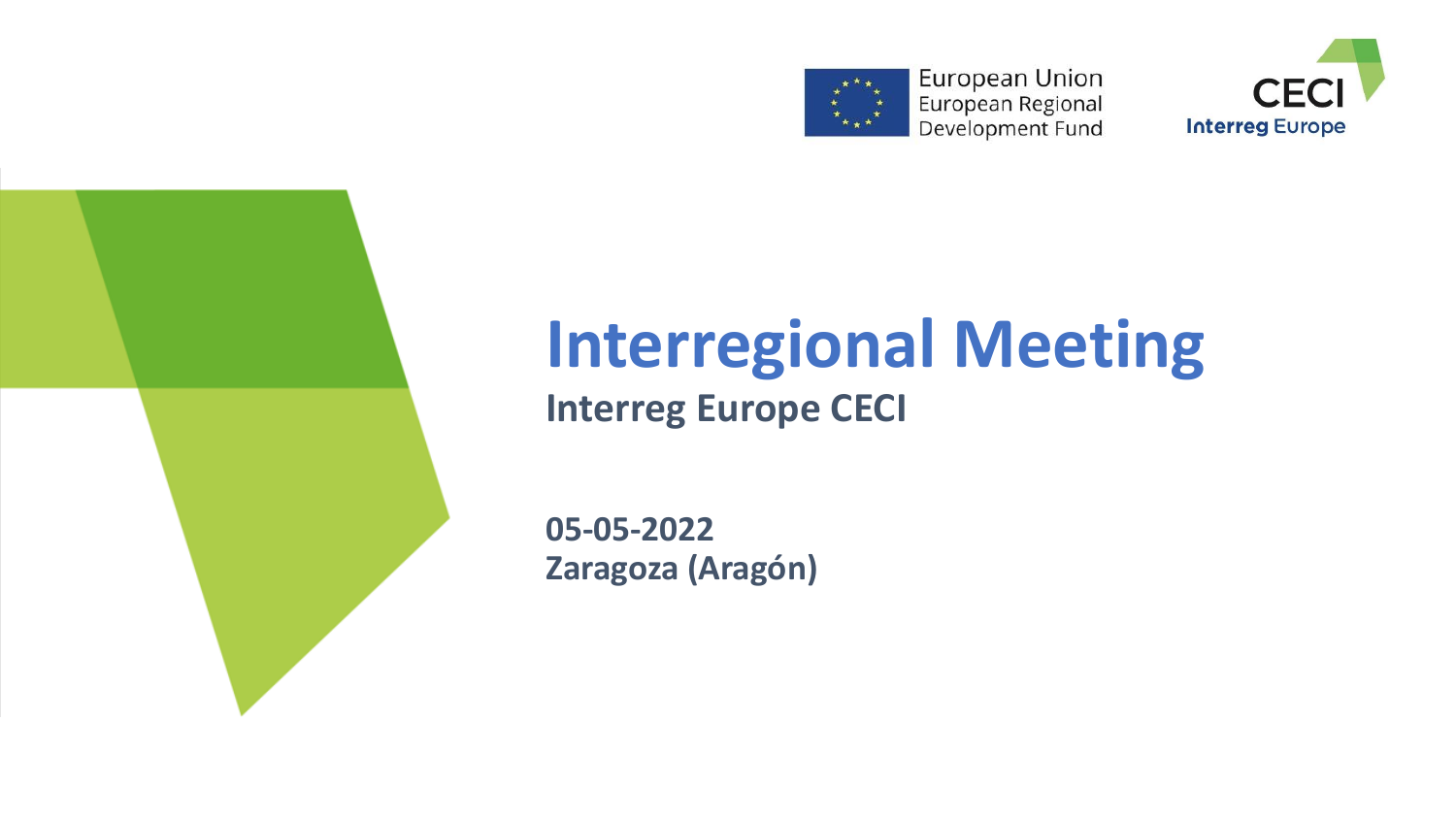European Union
European Regional
Development Fund

CECI
Interreg Europe

# Interregional Meeting

## Interreg Europe CECI

**05-05-2022**
**Zaragoza (Aragón)**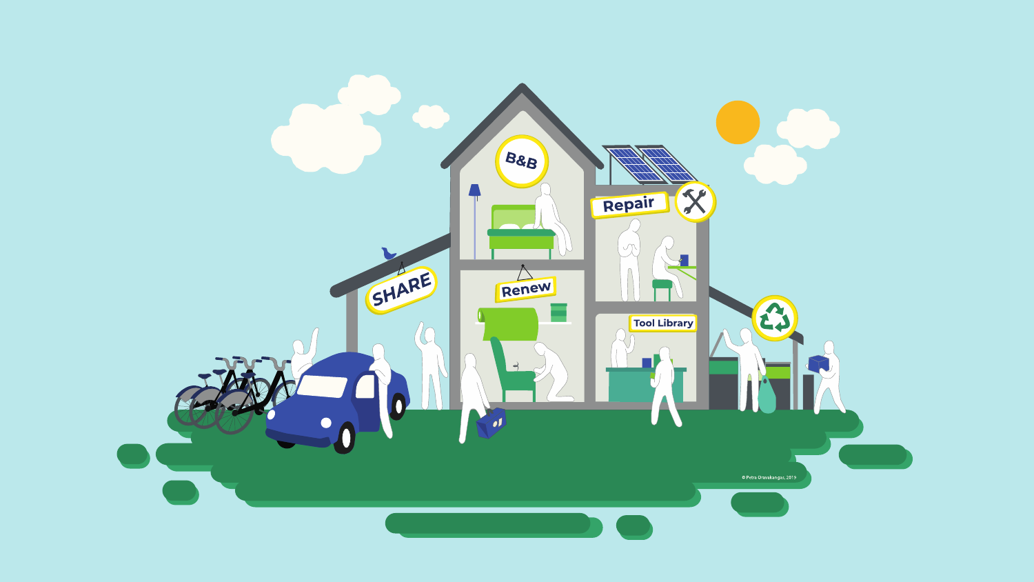B&B

Repair

SHARE

Renew

Tool Library

© Petra Oravakangas, 2019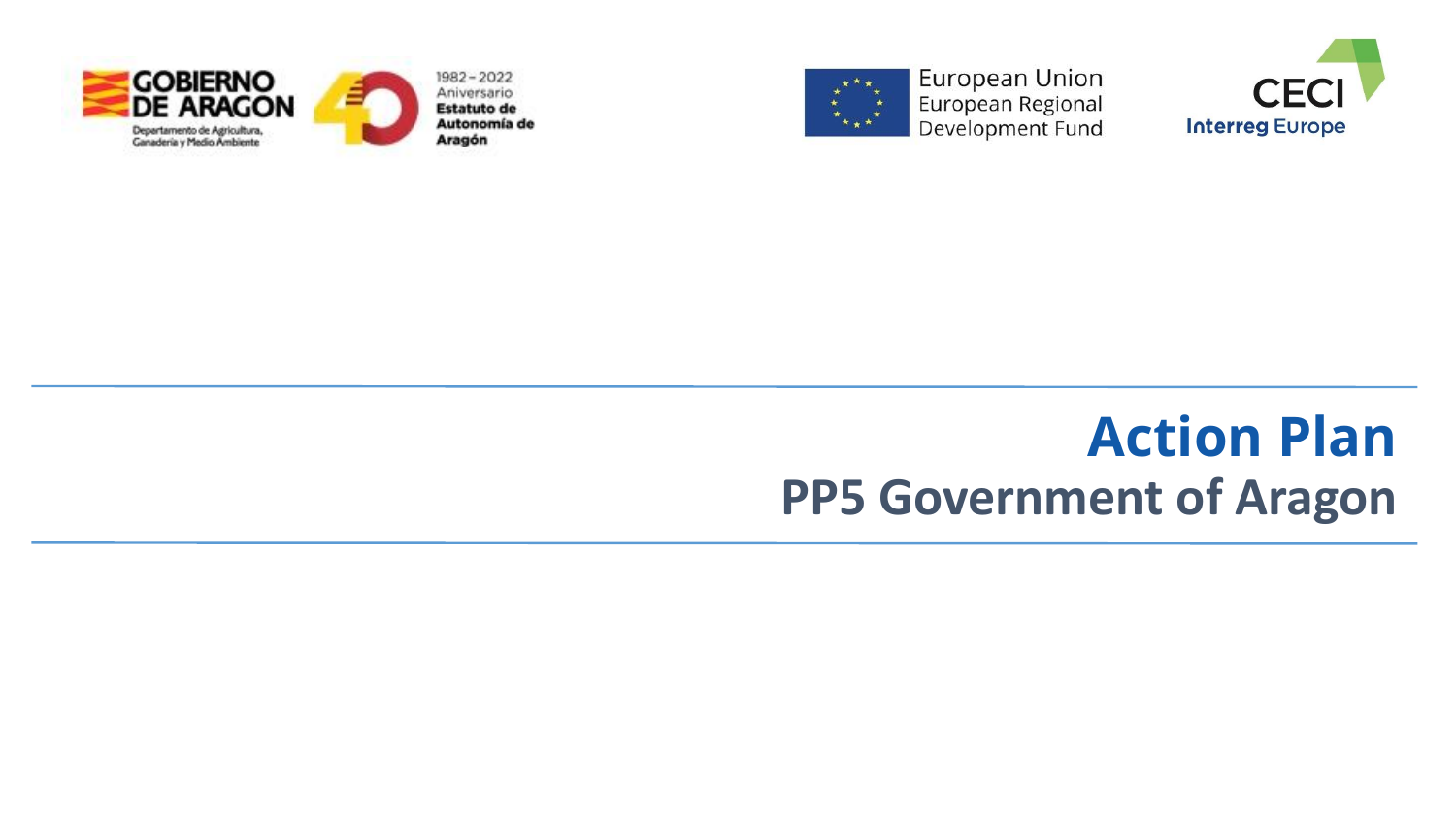# Action Plan

## PP5 Government of Aragon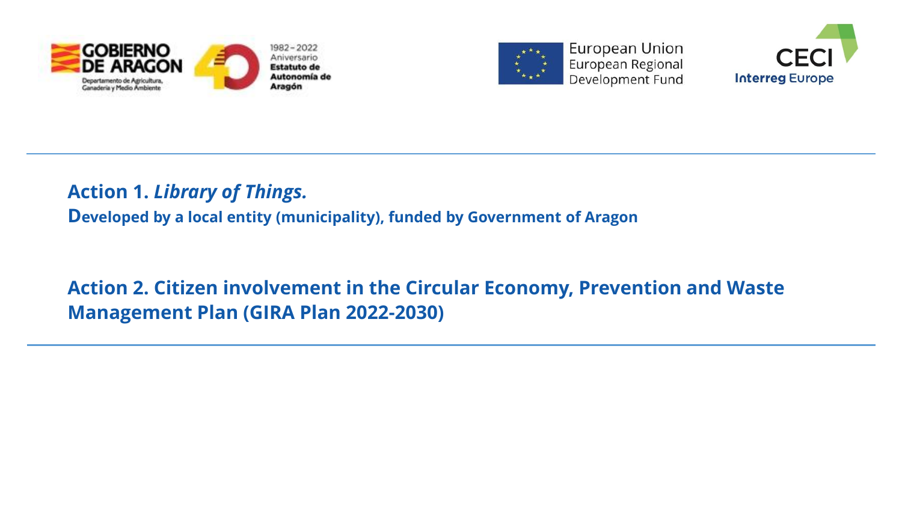**Action 1.** ***Library of Things.***

**Developed by a local entity (municipality), funded by Government of Aragon**

**Action 2. Citizen involvement in the Circular Economy, Prevention and Waste Management Plan (GIRA Plan 2022-2030)**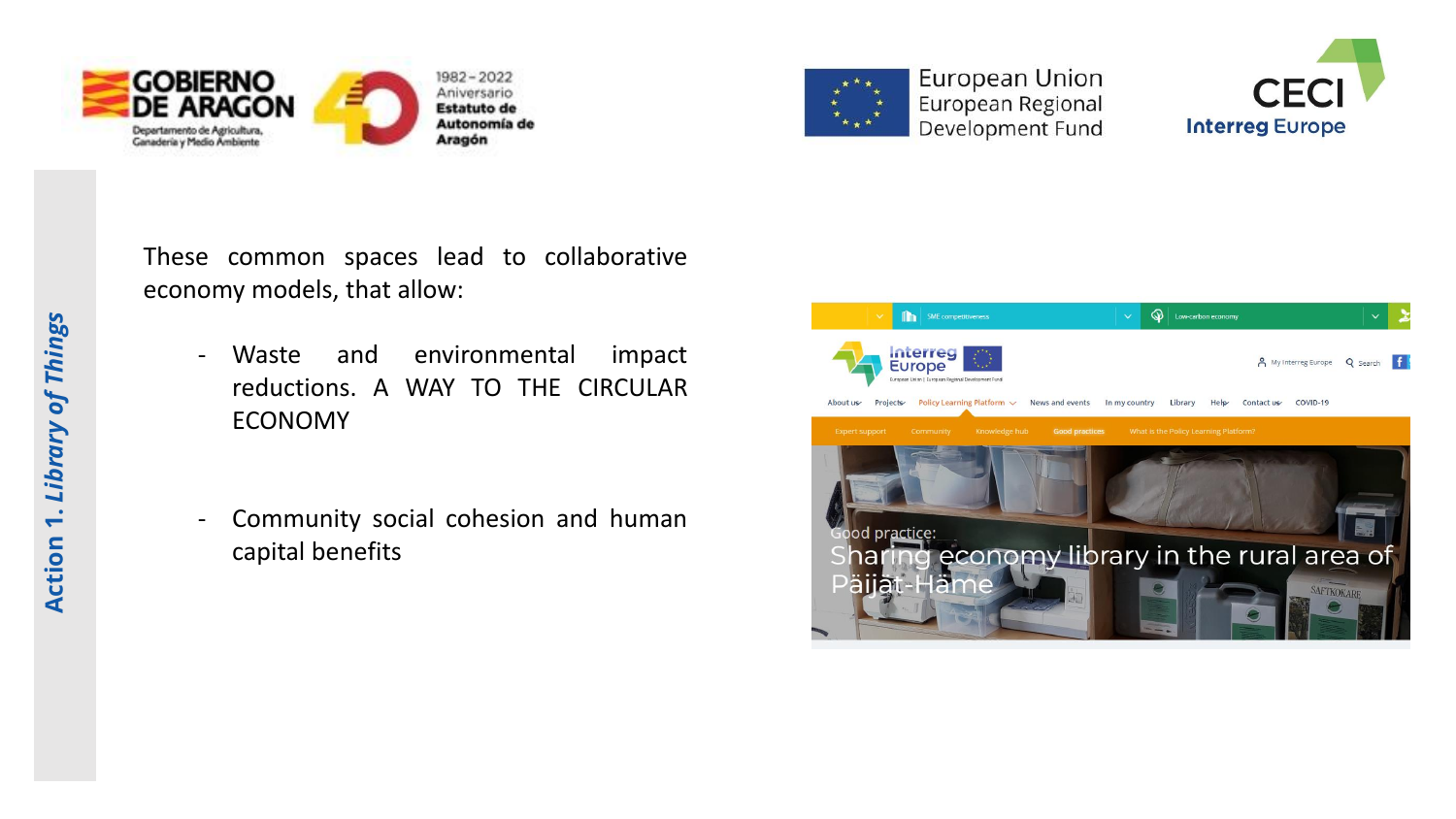## Action 1. *Library of Things*

These common spaces lead to collaborative economy models, that allow:

- Waste and environmental impact reductions. A WAY TO THE CIRCULAR ECONOMY

- Community social cohesion and human capital benefits

Good practice:
Sharing economy library in the rural area of Päijät-Häme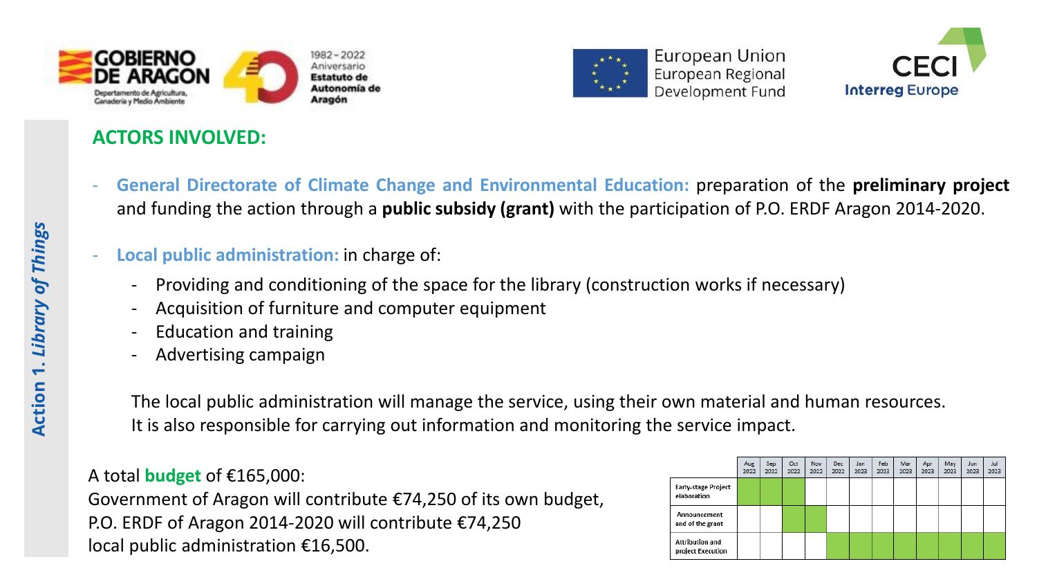*Action 1. Library of Things*

## ACTORS INVOLVED:

- **General Directorate of Climate Change and Environmental Education:** preparation of the **preliminary project** and funding the action through a **public subsidy (grant)** with the participation of P.O. ERDF Aragon 2014-2020.
- **Local public administration:** in charge of:
  - Providing and conditioning of the space for the library (construction works if necessary)
  - Acquisition of furniture and computer equipment
  - Education and training
  - Advertising campaign

The local public administration will manage the service, using their own material and human resources. It is also responsible for carrying out information and monitoring the service impact.

A total **budget** of €165,000:
Government of Aragon will contribute €74,250 of its own budget,
P.O. ERDF of Aragon 2014-2020 will contribute €74,250
local public administration €16,500.

| | Aug 2022 | Sep 2022 | Oct 2022 | Nov 2022 | Dec 2022 | Jan 2023 | Feb 2023 | Mar 2023 | Apr 2023 | May 2023 | Jun 2023 | Jul 2023 |
|---|---|---|---|---|---|---|---|---|---|---|---|---|
| Early-stage Project elaboration | ■ | ■ | ■ | | | | | | | | | |
| Announcement and of the grant | | | ■ | ■ | | | | | | | | |
| Attribution and project Execution | | | | | ■ | ■ | ■ | ■ | ■ | ■ | ■ | ■ |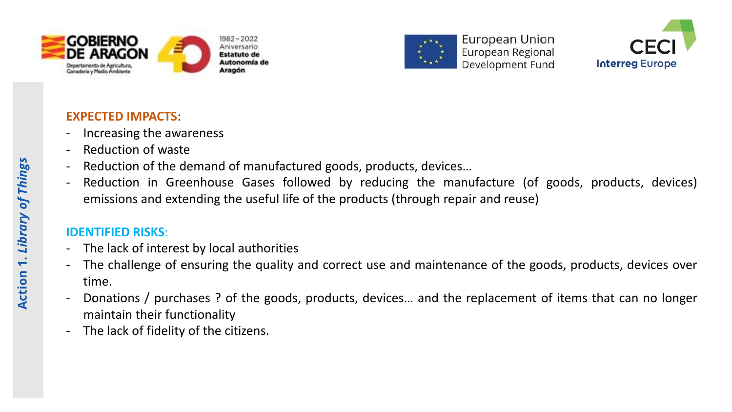**Action 1. *Library of Things***

**EXPECTED IMPACTS**:

- Increasing the awareness
- Reduction of waste
- Reduction of the demand of manufactured goods, products, devices…
- Reduction in Greenhouse Gases followed by reducing the manufacture (of goods, products, devices) emissions and extending the useful life of the products (through repair and reuse)

**IDENTIFIED RISKS**:

- The lack of interest by local authorities
- The challenge of ensuring the quality and correct use and maintenance of the goods, products, devices over time.
- Donations / purchases ? of the goods, products, devices… and the replacement of items that can no longer maintain their functionality
- The lack of fidelity of the citizens.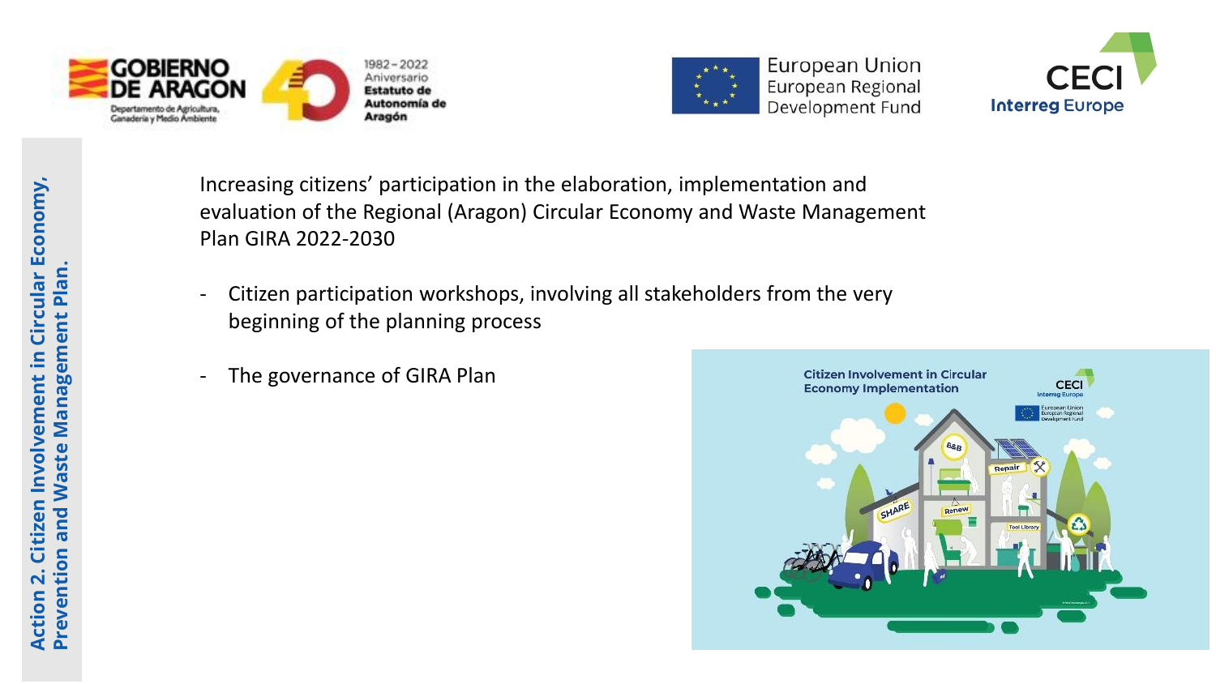Action 2. Citizen Involvement in Circular Economy, Prevention and Waste Management Plan.

Increasing citizens' participation in the elaboration, implementation and evaluation of the Regional (Aragon) Circular Economy and Waste Management Plan GIRA 2022-2030

- Citizen participation workshops, involving all stakeholders from the very beginning of the planning process
- The governance of GIRA Plan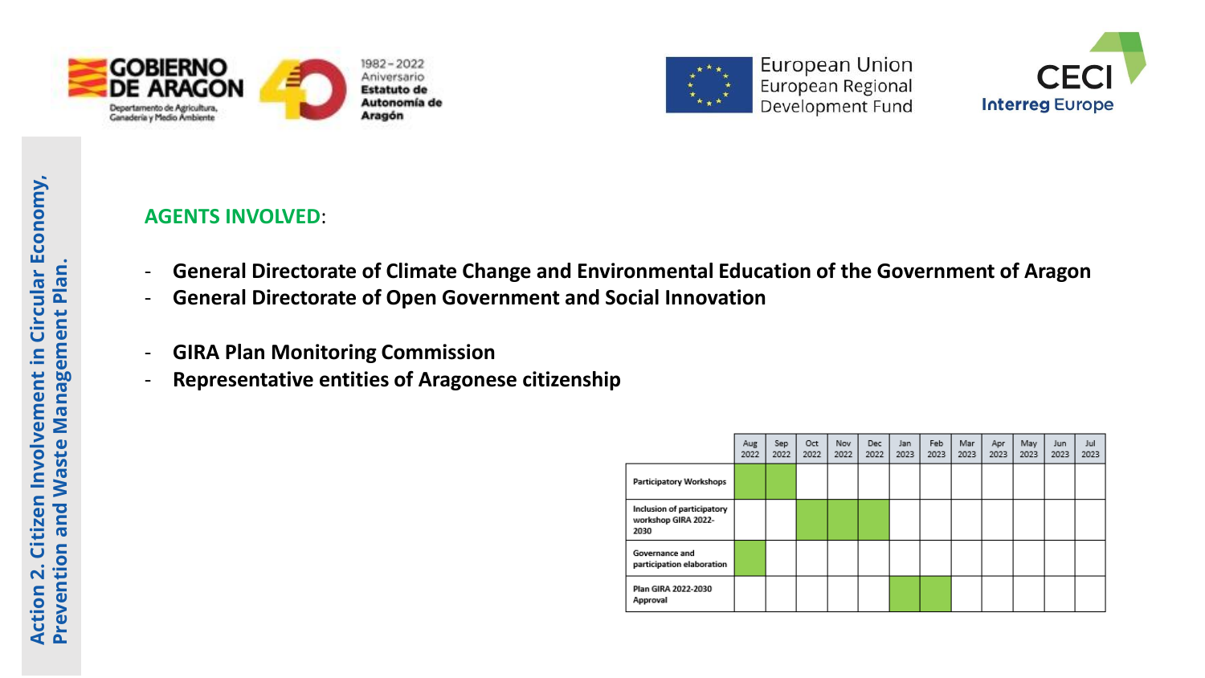Action 2. Citizen Involvement in Circular Economy, Prevention and Waste Management Plan.

**AGENTS INVOLVED**:

- **General Directorate of Climate Change and Environmental Education of the Government of Aragon**
- **General Directorate of Open Government and Social Innovation**

- **GIRA Plan Monitoring Commission**
- **Representative entities of Aragonese citizenship**

| | Aug 2022 | Sep 2022 | Oct 2022 | Nov 2022 | Dec 2022 | Jan 2023 | Feb 2023 | Mar 2023 | Apr 2023 | May 2023 | Jun 2023 | Jul 2023 |
|---|---|---|---|---|---|---|---|---|---|---|---|---|
| Participatory Workshops | ■ | ■ | | | | | | | | | | |
| Inclusion of participatory workshop GIRA 2022-2030 | | | ■ | ■ | ■ | | | | | | | |
| Governance and participation elaboration | ■ | | | | | | | | | | | |
| Plan GIRA 2022-2030 Approval | | | | | | ■ | ■ | | | | | |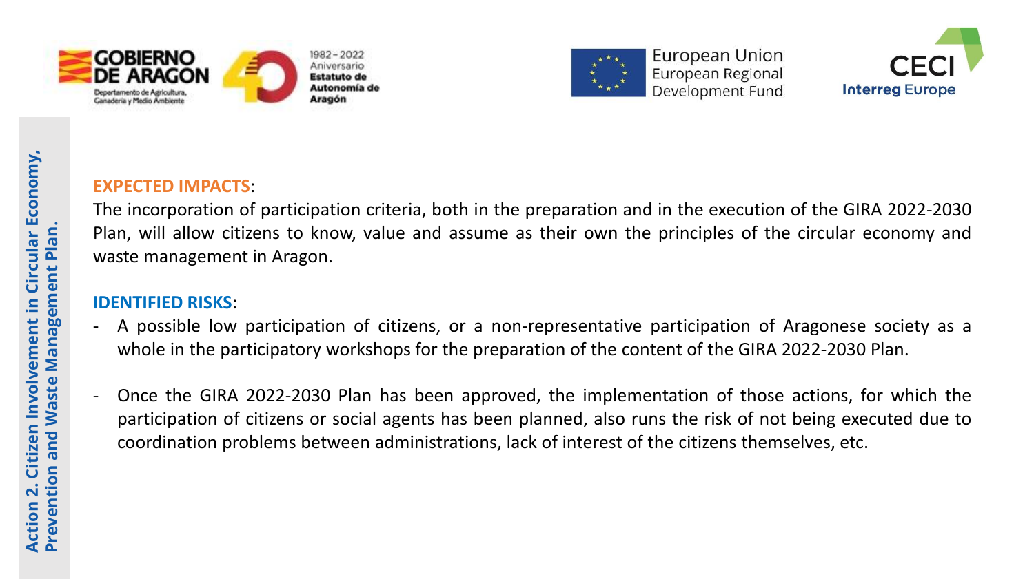**Action 2. Citizen Involvement in Circular Economy, Prevention and Waste Management Plan.**

**EXPECTED IMPACTS**:

The incorporation of participation criteria, both in the preparation and in the execution of the GIRA 2022-2030 Plan, will allow citizens to know, value and assume as their own the principles of the circular economy and waste management in Aragon.

**IDENTIFIED RISKS**:

- A possible low participation of citizens, or a non-representative participation of Aragonese society as a whole in the participatory workshops for the preparation of the content of the GIRA 2022-2030 Plan.

- Once the GIRA 2022-2030 Plan has been approved, the implementation of those actions, for which the participation of citizens or social agents has been planned, also runs the risk of not being executed due to coordination problems between administrations, lack of interest of the citizens themselves, etc.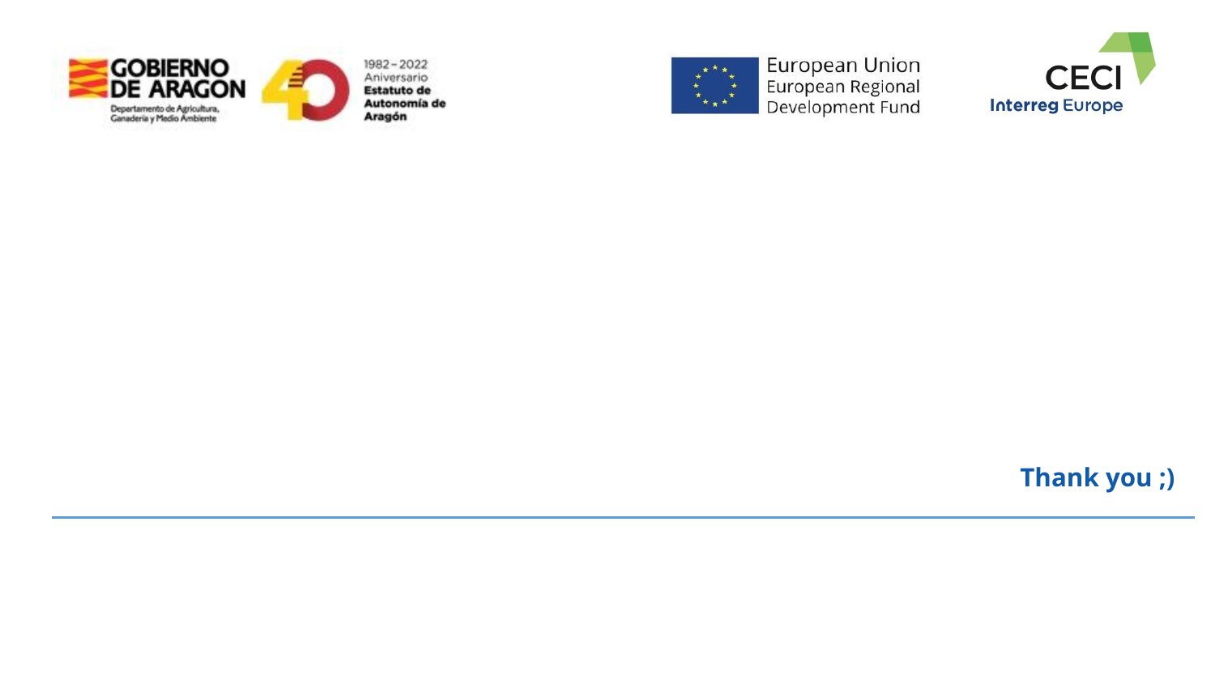GOBIERNO DE ARAGON

Departamento de Agricultura, Ganadería y Medio Ambiente

1982 – 2022 Aniversario Estatuto de Autonomía de Aragón

European Union European Regional Development Fund

CECI Interreg Europe

**Thank you ;)**